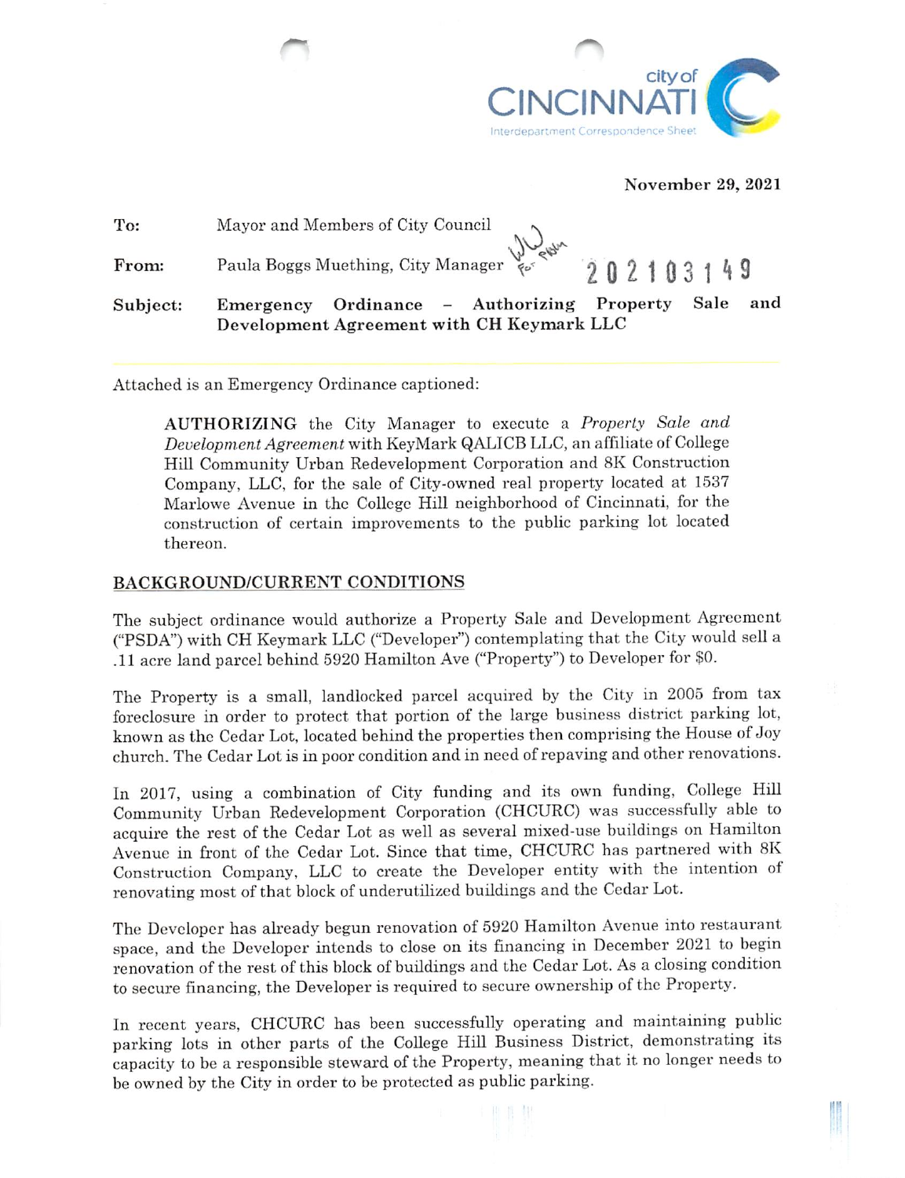city of CINCINNATI
Interdepartment Correspondence Sheet

**November 29, 2021**

**To:** Mayor and Members of City Council

**From:** Paula Boggs Muething, City Manager

202103149

**Subject: Emergency Ordinance – Authorizing Property Sale and Development Agreement with CH Keymark LLC**

Attached is an Emergency Ordinance captioned:

> **AUTHORIZING** the City Manager to execute a *Property Sale and Development Agreement* with KeyMark QALICB LLC, an affiliate of College Hill Community Urban Redevelopment Corporation and 8K Construction Company, LLC, for the sale of City-owned real property located at 1537 Marlowe Avenue in the College Hill neighborhood of Cincinnati, for the construction of certain improvements to the public parking lot located thereon.

## BACKGROUND/CURRENT CONDITIONS

The subject ordinance would authorize a Property Sale and Development Agreement ("PSDA") with CH Keymark LLC ("Developer") contemplating that the City would sell a .11 acre land parcel behind 5920 Hamilton Ave ("Property") to Developer for $0.

The Property is a small, landlocked parcel acquired by the City in 2005 from tax foreclosure in order to protect that portion of the large business district parking lot, known as the Cedar Lot, located behind the properties then comprising the House of Joy church. The Cedar Lot is in poor condition and in need of repaving and other renovations.

In 2017, using a combination of City funding and its own funding, College Hill Community Urban Redevelopment Corporation (CHCURC) was successfully able to acquire the rest of the Cedar Lot as well as several mixed-use buildings on Hamilton Avenue in front of the Cedar Lot. Since that time, CHCURC has partnered with 8K Construction Company, LLC to create the Developer entity with the intention of renovating most of that block of underutilized buildings and the Cedar Lot.

The Developer has already begun renovation of 5920 Hamilton Avenue into restaurant space, and the Developer intends to close on its financing in December 2021 to begin renovation of the rest of this block of buildings and the Cedar Lot. As a closing condition to secure financing, the Developer is required to secure ownership of the Property.

In recent years, CHCURC has been successfully operating and maintaining public parking lots in other parts of the College Hill Business District, demonstrating its capacity to be a responsible steward of the Property, meaning that it no longer needs to be owned by the City in order to be protected as public parking.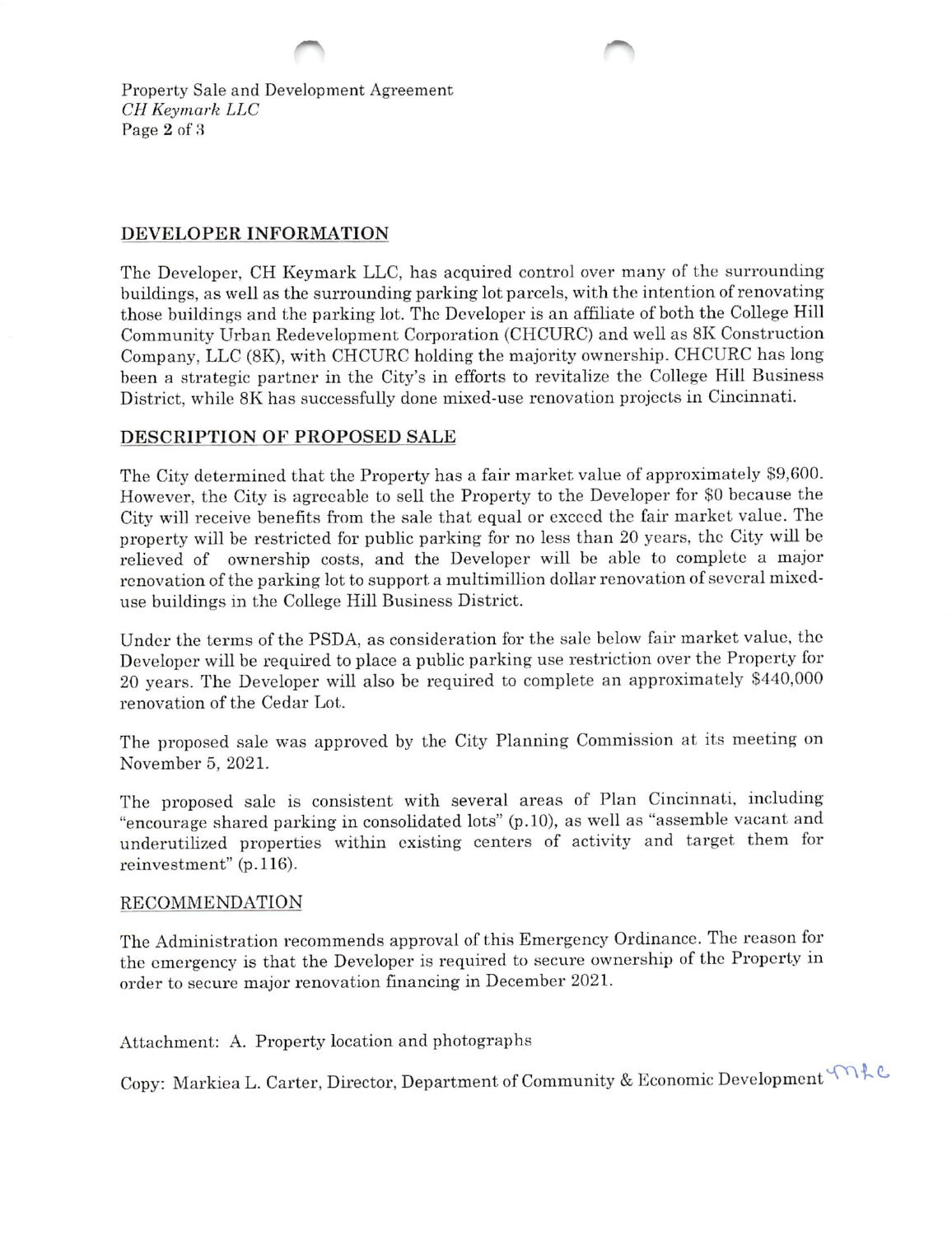## DEVELOPER INFORMATION

The Developer, CH Keymark LLC, has acquired control over many of the surrounding buildings, as well as the surrounding parking lot parcels, with the intention of renovating those buildings and the parking lot. The Developer is an affiliate of both the College Hill Community Urban Redevelopment Corporation (CHCURC) and well as 8K Construction Company, LLC (8K), with CHCURC holding the majority ownership. CHCURC has long been a strategic partner in the City's in efforts to revitalize the College Hill Business District, while 8K has successfully done mixed-use renovation projects in Cincinnati.

## DESCRIPTION OF PROPOSED SALE

The City determined that the Property has a fair market value of approximately $9,600. However, the City is agreeable to sell the Property to the Developer for $0 because the City will receive benefits from the sale that equal or exceed the fair market value. The property will be restricted for public parking for no less than 20 years, the City will be relieved of ownership costs, and the Developer will be able to complete a major renovation of the parking lot to support a multimillion dollar renovation of several mixed-use buildings in the College Hill Business District.

Under the terms of the PSDA, as consideration for the sale below fair market value, the Developer will be required to place a public parking use restriction over the Property for 20 years. The Developer will also be required to complete an approximately $440,000 renovation of the Cedar Lot.

The proposed sale was approved by the City Planning Commission at its meeting on November 5, 2021.

The proposed sale is consistent with several areas of Plan Cincinnati, including "encourage shared parking in consolidated lots" (p.10), as well as "assemble vacant and underutilized properties within existing centers of activity and target them for reinvestment" (p.116).

## RECOMMENDATION

The Administration recommends approval of this Emergency Ordinance. The reason for the emergency is that the Developer is required to secure ownership of the Property in order to secure major renovation financing in December 2021.

Attachment: A. Property location and photographs

Copy: Markiea L. Carter, Director, Department of Community & Economic Development MLC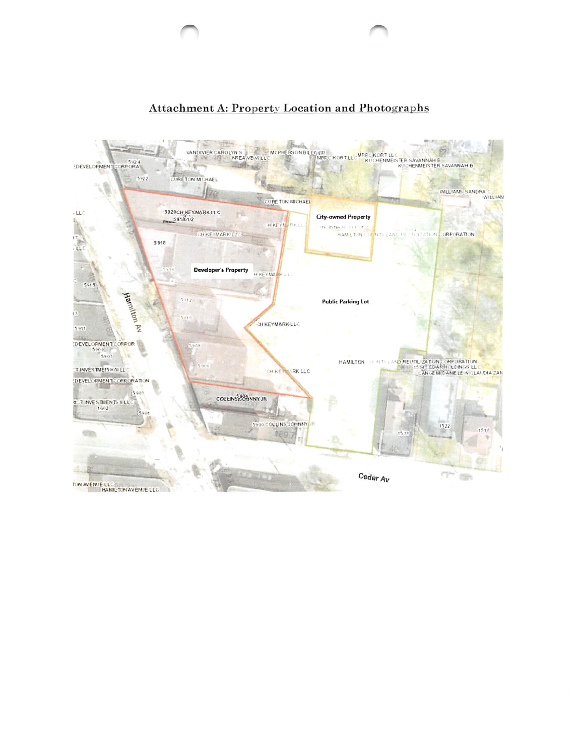## Attachment A: Property Location and Photographs

Developer's Property

City-owned Property

Public Parking Lot

Hamilton Av

Cedar Av

5920 CH KEYMARK LLC
5918-1/2
CH KEYMARK LLC
5918
5916
5912
5910
5908
5906
CH KEYMARK LLC
5904
COLLINS JOHNNY JR
5900 COLLINS JOHNNY JR
CURETON MICHAEL
VANDIVIER CAROLYN S
NREA VB VI LLC
MCPHERSON BILLY
MRPC KORT LLC
KUCHENMEISTER SAVANNAH B
WILLIAMS SANDRA C
HAMILTON COUNTY LAND REUTILIZATION CORPORATION
1534 CEDAR HOLDINGS LLC
CANGEMI DANIELE & CLAUDIA
1538
1522
1518
5924
5922
5915
5911
5909
5907
5903
5901
1602
HAMILTON AVENUE LLC